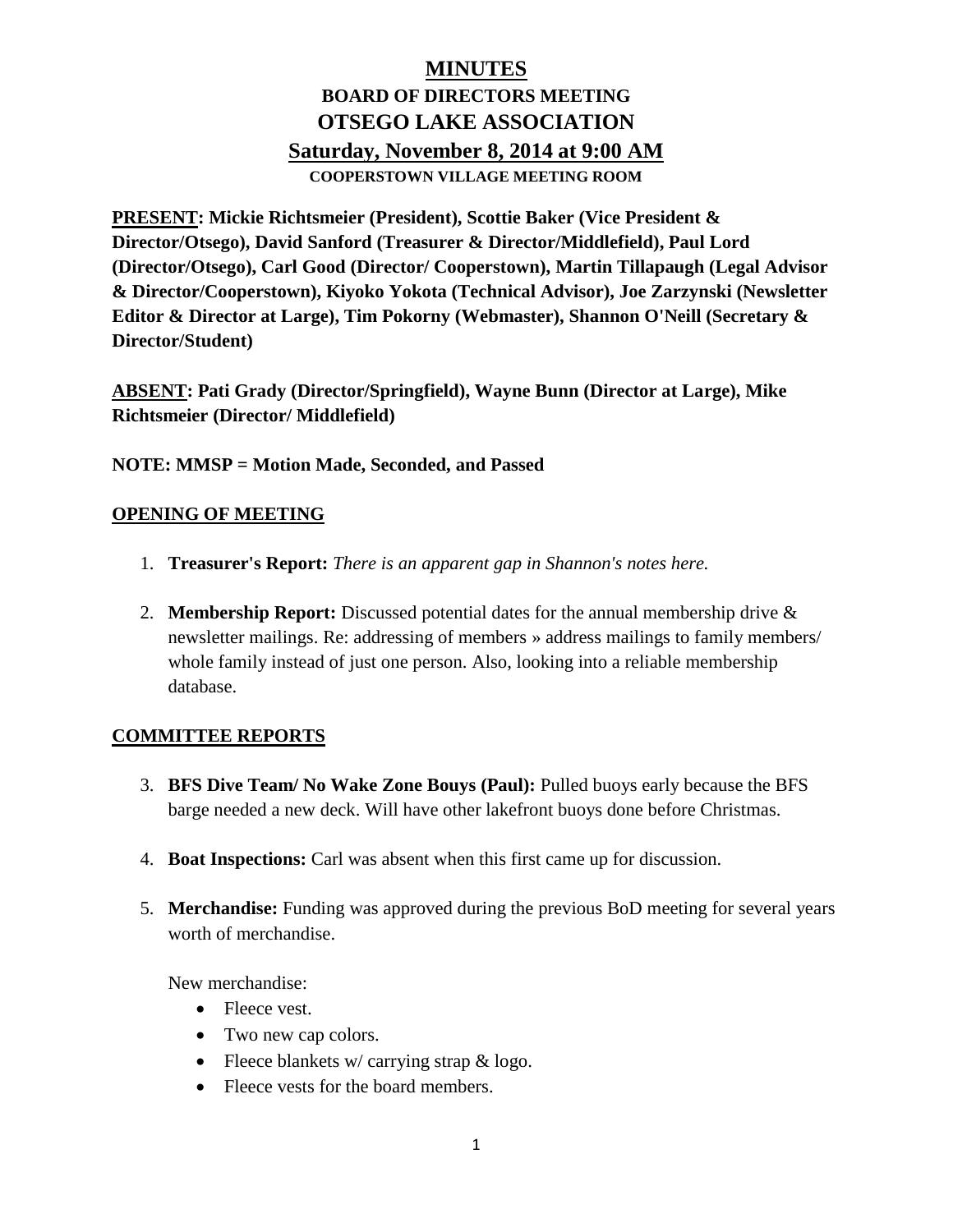# MINUTES

## BOARD OF DIRECTORS MEETING

## OTSEGO LAKE ASSOCIATION

## Saturday, November 8, 2014 at 9:00 AM

**COOPERSTOWN VILLAGE MEETING ROOM**

**PRESENT: Mickie Richtsmeier (President), Scottie Baker (Vice President & Director/Otsego), David Sanford (Treasurer & Director/Middlefield), Paul Lord (Director/Otsego), Carl Good (Director/ Cooperstown), Martin Tillapaugh (Legal Advisor & Director/Cooperstown), Kiyoko Yokota (Technical Advisor), Joe Zarzynski (Newsletter Editor & Director at Large), Tim Pokorny (Webmaster), Shannon O'Neill (Secretary & Director/Student)**

**ABSENT: Pati Grady (Director/Springfield), Wayne Bunn (Director at Large), Mike Richtsmeier (Director/ Middlefield)**

**NOTE: MMSP = Motion Made, Seconded, and Passed**

### OPENING OF MEETING

1. **Treasurer's Report:** *There is an apparent gap in Shannon's notes here.*

2. **Membership Report:** Discussed potential dates for the annual membership drive & newsletter mailings. Re: addressing of members » address mailings to family members/ whole family instead of just one person. Also, looking into a reliable membership database.

### COMMITTEE REPORTS

3. **BFS Dive Team/ No Wake Zone Bouys (Paul):** Pulled buoys early because the BFS barge needed a new deck. Will have other lakefront buoys done before Christmas.

4. **Boat Inspections:** Carl was absent when this first came up for discussion.

5. **Merchandise:** Funding was approved during the previous BoD meeting for several years worth of merchandise.

   New merchandise:
   - Fleece vest.
   - Two new cap colors.
   - Fleece blankets w/ carrying strap & logo.
   - Fleece vests for the board members.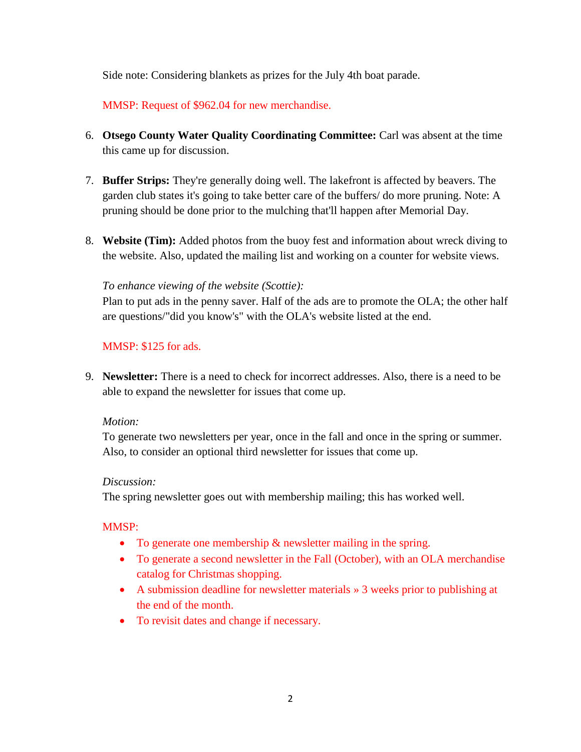Side note: Considering blankets as prizes for the July 4th boat parade.

MMSP: Request of $962.04 for new merchandise.

6. **Otsego County Water Quality Coordinating Committee:** Carl was absent at the time this came up for discussion.

7. **Buffer Strips:** They're generally doing well. The lakefront is affected by beavers. The garden club states it's going to take better care of the buffers/ do more pruning. Note: A pruning should be done prior to the mulching that'll happen after Memorial Day.

8. **Website (Tim):** Added photos from the buoy fest and information about wreck diving to the website. Also, updated the mailing list and working on a counter for website views.

   *To enhance viewing of the website (Scottie):*
   Plan to put ads in the penny saver. Half of the ads are to promote the OLA; the other half are questions/"did you know's" with the OLA's website listed at the end.

   MMSP: $125 for ads.

9. **Newsletter:** There is a need to check for incorrect addresses. Also, there is a need to be able to expand the newsletter for issues that come up.

   *Motion:*
   To generate two newsletters per year, once in the fall and once in the spring or summer. Also, to consider an optional third newsletter for issues that come up.

   *Discussion:*
   The spring newsletter goes out with membership mailing; this has worked well.

   MMSP:
   - To generate one membership & newsletter mailing in the spring.
   - To generate a second newsletter in the Fall (October), with an OLA merchandise catalog for Christmas shopping.
   - A submission deadline for newsletter materials » 3 weeks prior to publishing at the end of the month.
   - To revisit dates and change if necessary.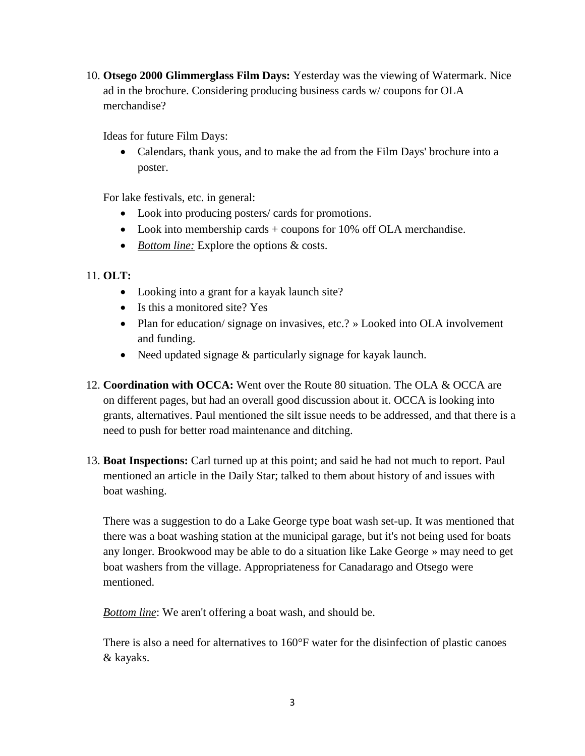10. **Otsego 2000 Glimmerglass Film Days:** Yesterday was the viewing of Watermark. Nice ad in the brochure. Considering producing business cards w/ coupons for OLA merchandise?

    Ideas for future Film Days:

    - Calendars, thank yous, and to make the ad from the Film Days' brochure into a poster.

    For lake festivals, etc. in general:

    - Look into producing posters/ cards for promotions.
    - Look into membership cards + coupons for 10% off OLA merchandise.
    - *Bottom line:* Explore the options & costs.

11. **OLT:**
    - Looking into a grant for a kayak launch site?
    - Is this a monitored site? Yes
    - Plan for education/ signage on invasives, etc.? » Looked into OLA involvement and funding.
    - Need updated signage & particularly signage for kayak launch.

12. **Coordination with OCCA:** Went over the Route 80 situation. The OLA & OCCA are on different pages, but had an overall good discussion about it. OCCA is looking into grants, alternatives. Paul mentioned the silt issue needs to be addressed, and that there is a need to push for better road maintenance and ditching.

13. **Boat Inspections:** Carl turned up at this point; and said he had not much to report. Paul mentioned an article in the Daily Star; talked to them about history of and issues with boat washing.

    There was a suggestion to do a Lake George type boat wash set-up. It was mentioned that there was a boat washing station at the municipal garage, but it's not being used for boats any longer. Brookwood may be able to do a situation like Lake George » may need to get boat washers from the village. Appropriateness for Canadarago and Otsego were mentioned.

    *Bottom line*: We aren't offering a boat wash, and should be.

    There is also a need for alternatives to 160°F water for the disinfection of plastic canoes & kayaks.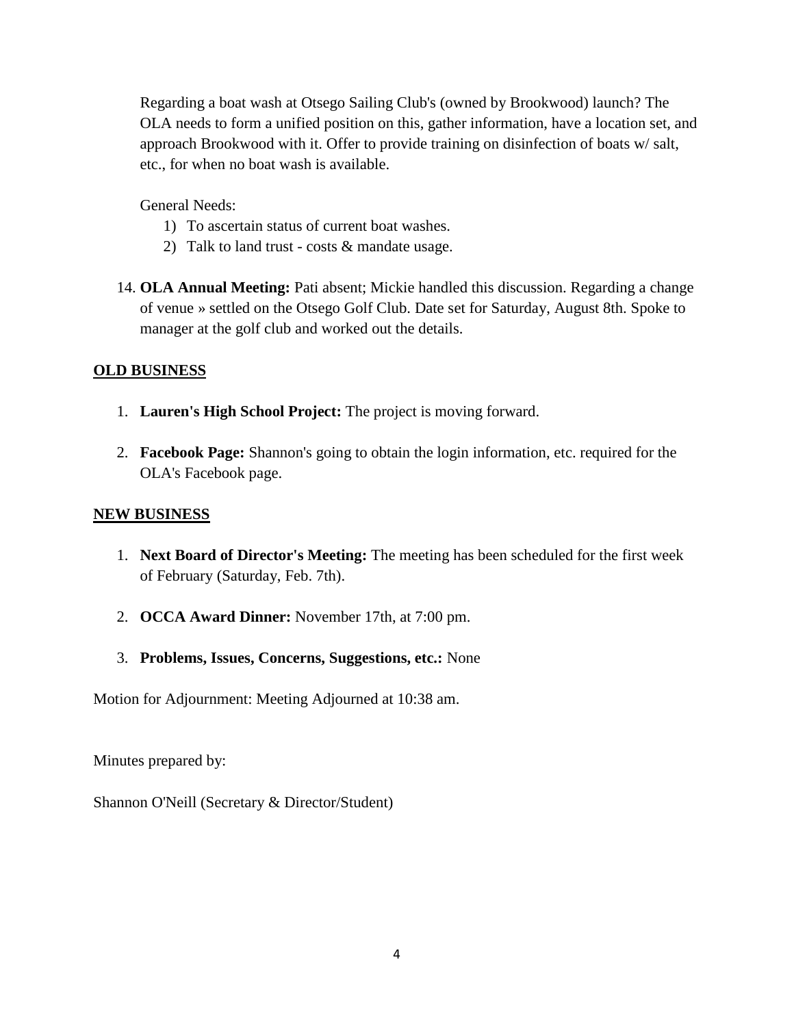Regarding a boat wash at Otsego Sailing Club's (owned by Brookwood) launch? The OLA needs to form a unified position on this, gather information, have a location set, and approach Brookwood with it. Offer to provide training on disinfection of boats w/ salt, etc., for when no boat wash is available.

General Needs:

1) To ascertain status of current boat washes.
2) Talk to land trust - costs & mandate usage.

14. **OLA Annual Meeting:** Pati absent; Mickie handled this discussion. Regarding a change of venue » settled on the Otsego Golf Club. Date set for Saturday, August 8th. Spoke to manager at the golf club and worked out the details.

## OLD BUSINESS

1. **Lauren's High School Project:** The project is moving forward.

2. **Facebook Page:** Shannon's going to obtain the login information, etc. required for the OLA's Facebook page.

## NEW BUSINESS

1. **Next Board of Director's Meeting:** The meeting has been scheduled for the first week of February (Saturday, Feb. 7th).

2. **OCCA Award Dinner:** November 17th, at 7:00 pm.

3. **Problems, Issues, Concerns, Suggestions, etc.:** None

Motion for Adjournment: Meeting Adjourned at 10:38 am.

Minutes prepared by:

Shannon O'Neill (Secretary & Director/Student)